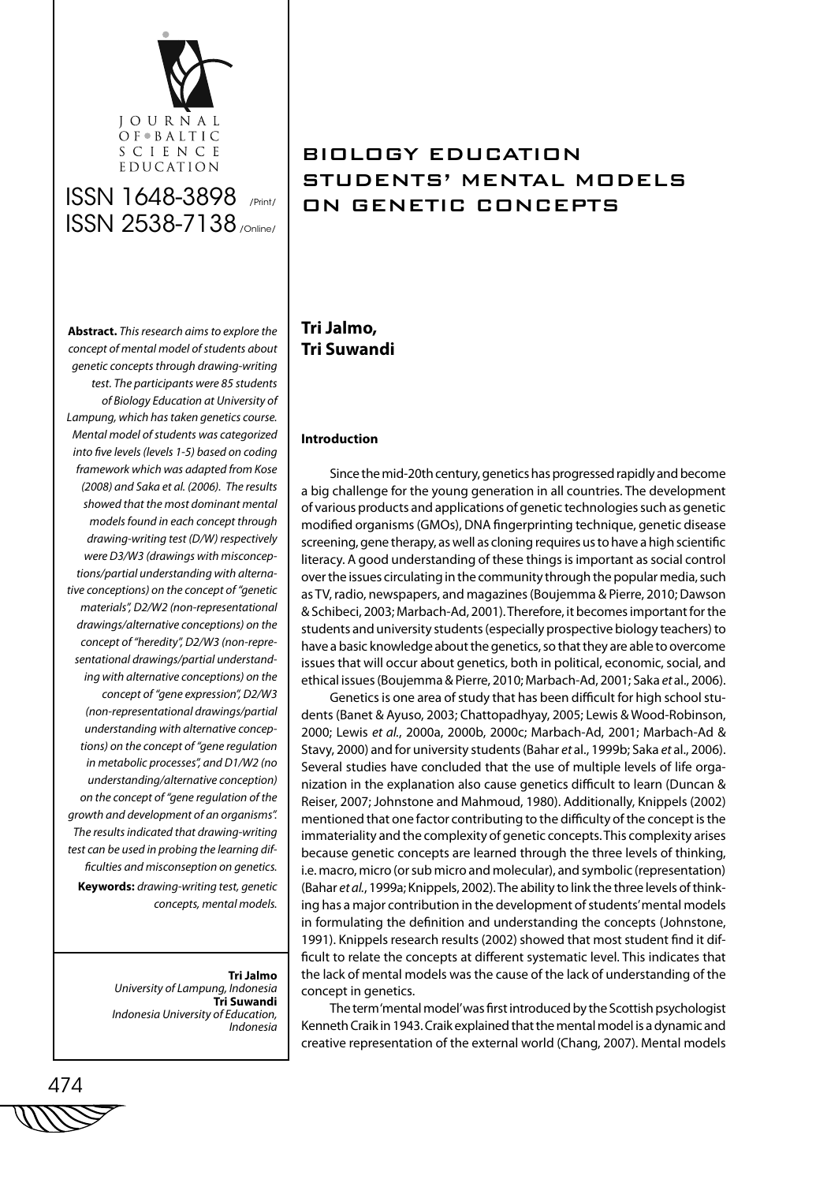# BIOLOGY EDUCATION STUDENTS' MENTAL MODELS ON GENETIC CONCEPTS

**Tri Jalmo,**
**Tri Suwandi**

**Abstract.** *This research aims to explore the concept of mental model of students about genetic concepts through drawing-writing test. The participants were 85 students of Biology Education at University of Lampung, which has taken genetics course. Mental model of students was categorized into five levels (levels 1-5) based on coding framework which was adapted from Kose (2008) and Saka et al. (2006). The results showed that the most dominant mental models found in each concept through drawing-writing test (D/W) respectively were D3/W3 (drawings with misconceptions/partial understanding with alternative conceptions) on the concept of "genetic materials", D2/W2 (non-representational drawings/alternative conceptions) on the concept of "heredity", D2/W3 (non-representational drawings/partial understanding with alternative conceptions) on the concept of "gene expression", D2/W3 (non-representational drawings/partial understanding with alternative conceptions) on the concept of "gene regulation in metabolic processes", and D1/W2 (no understanding/alternative conception) on the concept of "gene regulation of the growth and development of an organisms". The results indicated that drawing-writing test can be used in probing the learning difficulties and misconseption on genetics.*

**Keywords:** *drawing-writing test, genetic concepts, mental models.*

**Tri Jalmo**
*University of Lampung, Indonesia*
**Tri Suwandi**
*Indonesia University of Education, Indonesia*

## Introduction

Since the mid-20th century, genetics has progressed rapidly and become a big challenge for the young generation in all countries. The development of various products and applications of genetic technologies such as genetic modified organisms (GMOs), DNA fingerprinting technique, genetic disease screening, gene therapy, as well as cloning requires us to have a high scientific literacy. A good understanding of these things is important as social control over the issues circulating in the community through the popular media, such as TV, radio, newspapers, and magazines (Boujemma & Pierre, 2010; Dawson & Schibeci, 2003; Marbach-Ad, 2001). Therefore, it becomes important for the students and university students (especially prospective biology teachers) to have a basic knowledge about the genetics, so that they are able to overcome issues that will occur about genetics, both in political, economic, social, and ethical issues (Boujemma & Pierre, 2010; Marbach-Ad, 2001; Saka *et* al., 2006).

Genetics is one area of study that has been difficult for high school students (Banet & Ayuso, 2003; Chattopadhyay, 2005; Lewis & Wood-Robinson, 2000; Lewis *et al.*, 2000a, 2000b, 2000c; Marbach-Ad, 2001; Marbach-Ad & Stavy, 2000) and for university students (Bahar *et* al., 1999b; Saka *et* al., 2006). Several studies have concluded that the use of multiple levels of life organization in the explanation also cause genetics difficult to learn (Duncan & Reiser, 2007; Johnstone and Mahmoud, 1980). Additionally, Knippels (2002) mentioned that one factor contributing to the difficulty of the concept is the immateriality and the complexity of genetic concepts. This complexity arises because genetic concepts are learned through the three levels of thinking, i.e. macro, micro (or sub micro and molecular), and symbolic (representation) (Bahar *et al.*, 1999a; Knippels, 2002). The ability to link the three levels of thinking has a major contribution in the development of students' mental models in formulating the definition and understanding the concepts (Johnstone, 1991). Knippels research results (2002) showed that most student find it difficult to relate the concepts at different systematic level. This indicates that the lack of mental models was the cause of the lack of understanding of the concept in genetics.

The term 'mental model' was first introduced by the Scottish psychologist Kenneth Craik in 1943. Craik explained that the mental model is a dynamic and creative representation of the external world (Chang, 2007). Mental models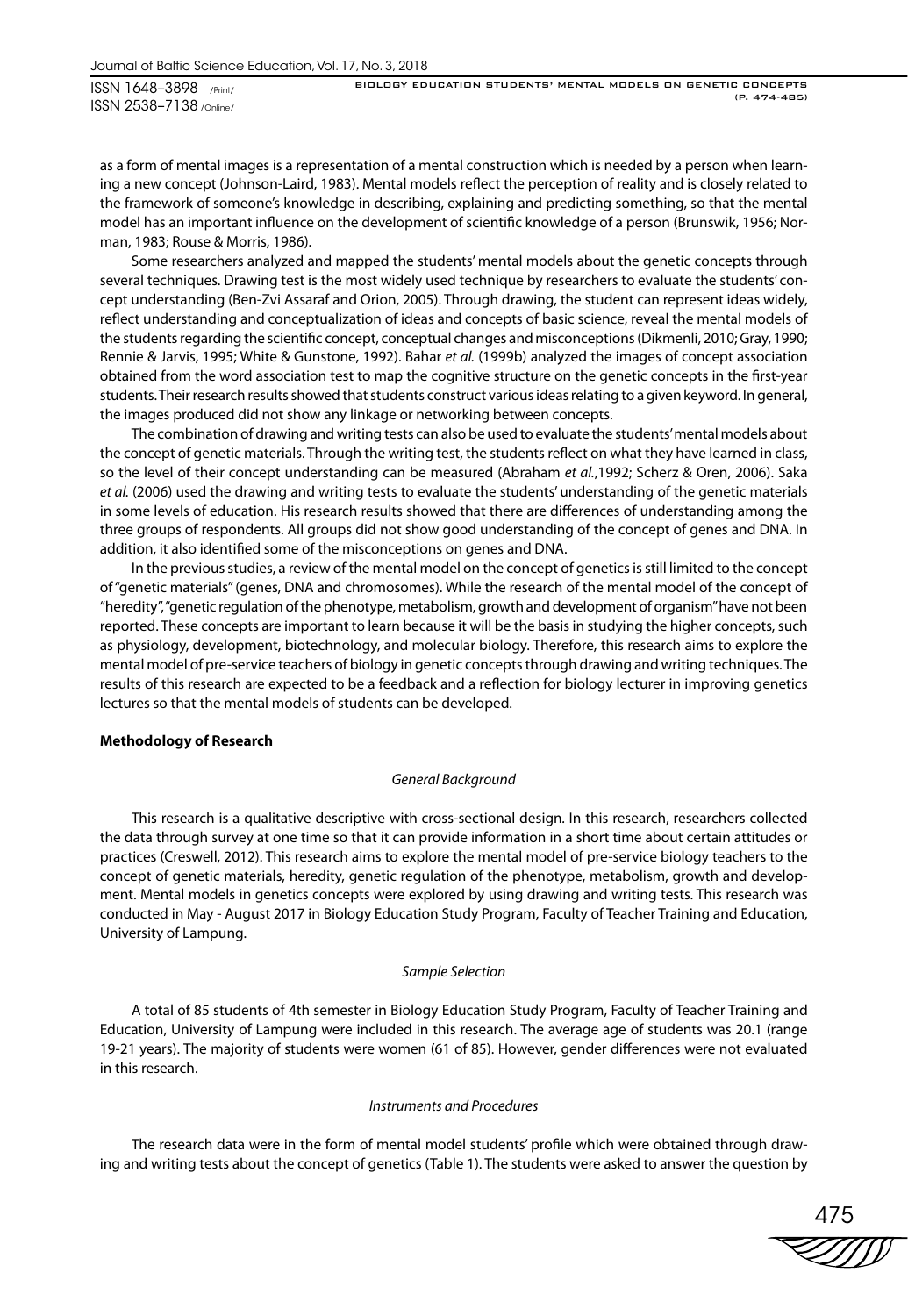as a form of mental images is a representation of a mental construction which is needed by a person when learning a new concept (Johnson-Laird, 1983). Mental models reflect the perception of reality and is closely related to the framework of someone's knowledge in describing, explaining and predicting something, so that the mental model has an important influence on the development of scientific knowledge of a person (Brunswik, 1956; Norman, 1983; Rouse & Morris, 1986).

Some researchers analyzed and mapped the students' mental models about the genetic concepts through several techniques. Drawing test is the most widely used technique by researchers to evaluate the students' concept understanding (Ben-Zvi Assaraf and Orion, 2005). Through drawing, the student can represent ideas widely, reflect understanding and conceptualization of ideas and concepts of basic science, reveal the mental models of the students regarding the scientific concept, conceptual changes and misconceptions (Dikmenli, 2010; Gray, 1990; Rennie & Jarvis, 1995; White & Gunstone, 1992). Bahar *et al.* (1999b) analyzed the images of concept association obtained from the word association test to map the cognitive structure on the genetic concepts in the first-year students. Their research results showed that students construct various ideas relating to a given keyword. In general, the images produced did not show any linkage or networking between concepts.

The combination of drawing and writing tests can also be used to evaluate the students' mental models about the concept of genetic materials. Through the writing test, the students reflect on what they have learned in class, so the level of their concept understanding can be measured (Abraham *et al.*,1992; Scherz & Oren, 2006). Saka *et al.* (2006) used the drawing and writing tests to evaluate the students' understanding of the genetic materials in some levels of education. His research results showed that there are differences of understanding among the three groups of respondents. All groups did not show good understanding of the concept of genes and DNA. In addition, it also identified some of the misconceptions on genes and DNA.

In the previous studies, a review of the mental model on the concept of genetics is still limited to the concept of "genetic materials" (genes, DNA and chromosomes). While the research of the mental model of the concept of "heredity", "genetic regulation of the phenotype, metabolism, growth and development of organism" have not been reported. These concepts are important to learn because it will be the basis in studying the higher concepts, such as physiology, development, biotechnology, and molecular biology. Therefore, this research aims to explore the mental model of pre-service teachers of biology in genetic concepts through drawing and writing techniques. The results of this research are expected to be a feedback and a reflection for biology lecturer in improving genetics lectures so that the mental models of students can be developed.

## Methodology of Research

### *General Background*

This research is a qualitative descriptive with cross-sectional design. In this research, researchers collected the data through survey at one time so that it can provide information in a short time about certain attitudes or practices (Creswell, 2012). This research aims to explore the mental model of pre-service biology teachers to the concept of genetic materials, heredity, genetic regulation of the phenotype, metabolism, growth and development. Mental models in genetics concepts were explored by using drawing and writing tests. This research was conducted in May - August 2017 in Biology Education Study Program, Faculty of Teacher Training and Education, University of Lampung.

### *Sample Selection*

A total of 85 students of 4th semester in Biology Education Study Program, Faculty of Teacher Training and Education, University of Lampung were included in this research. The average age of students was 20.1 (range 19-21 years). The majority of students were women (61 of 85). However, gender differences were not evaluated in this research.

### *Instruments and Procedures*

The research data were in the form of mental model students' profile which were obtained through drawing and writing tests about the concept of genetics (Table 1). The students were asked to answer the question by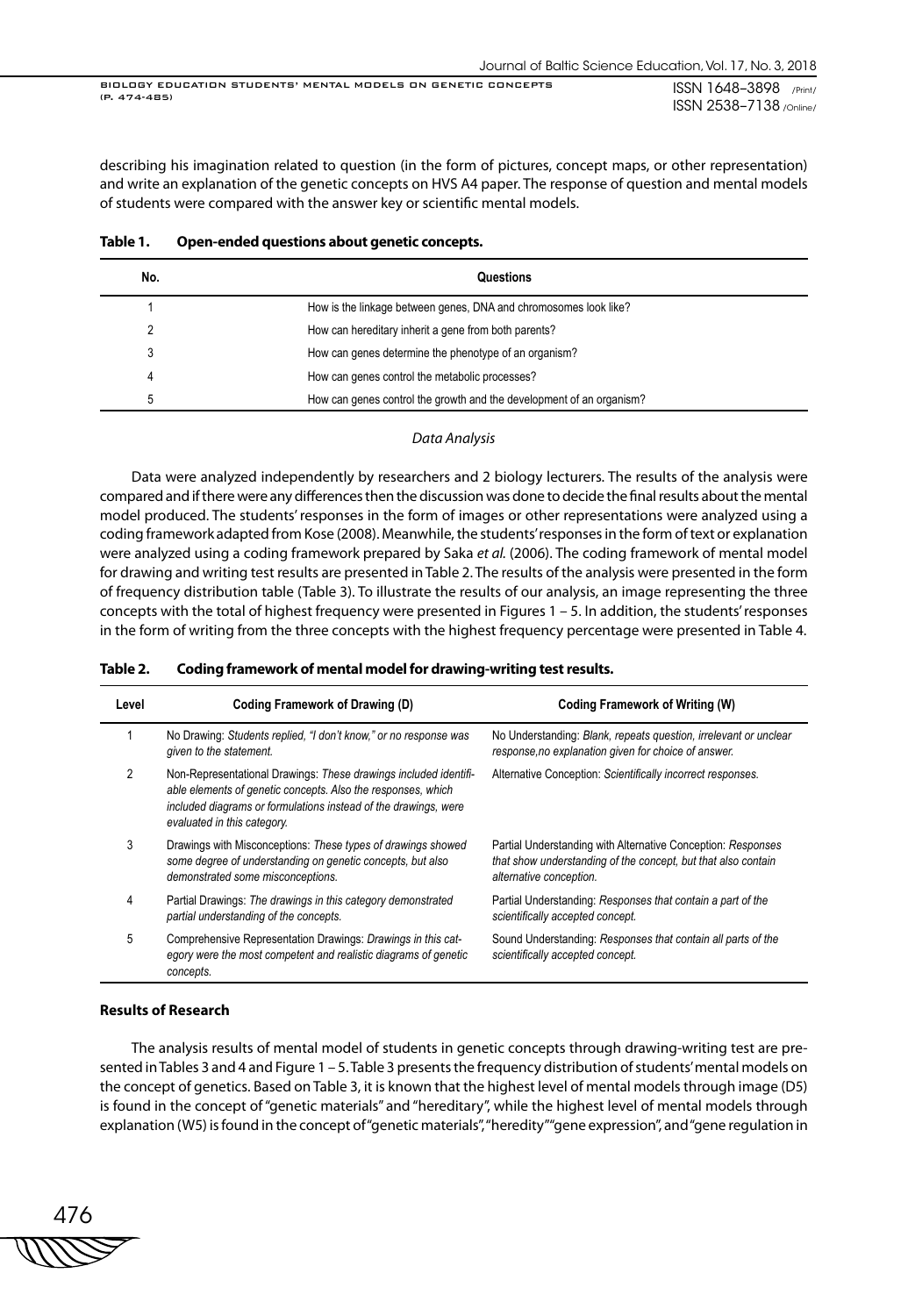describing his imagination related to question (in the form of pictures, concept maps, or other representation) and write an explanation of the genetic concepts on HVS A4 paper. The response of question and mental models of students were compared with the answer key or scientific mental models.

**Table 1. Open-ended questions about genetic concepts.**

| No. | Questions |
|---|---|
| 1 | How is the linkage between genes, DNA and chromosomes look like? |
| 2 | How can hereditary inherit a gene from both parents? |
| 3 | How can genes determine the phenotype of an organism? |
| 4 | How can genes control the metabolic processes? |
| 5 | How can genes control the growth and the development of an organism? |

*Data Analysis*

Data were analyzed independently by researchers and 2 biology lecturers. The results of the analysis were compared and if there were any differences then the discussion was done to decide the final results about the mental model produced. The students' responses in the form of images or other representations were analyzed using a coding framework adapted from Kose (2008). Meanwhile, the students' responses in the form of text or explanation were analyzed using a coding framework prepared by Saka *et al.* (2006). The coding framework of mental model for drawing and writing test results are presented in Table 2. The results of the analysis were presented in the form of frequency distribution table (Table 3). To illustrate the results of our analysis, an image representing the three concepts with the total of highest frequency were presented in Figures 1 – 5. In addition, the students' responses in the form of writing from the three concepts with the highest frequency percentage were presented in Table 4.

**Table 2. Coding framework of mental model for drawing-writing test results.**

| Level | Coding Framework of Drawing (D) | Coding Framework of Writing (W) |
|---|---|---|
| 1 | No Drawing: *Students replied, "I don't know," or no response was given to the statement.* | No Understanding: *Blank, repeats question, irrelevant or unclear response,no explanation given for choice of answer.* |
| 2 | Non-Representational Drawings: *These drawings included identifiable elements of genetic concepts. Also the responses, which included diagrams or formulations instead of the drawings, were evaluated in this category.* | Alternative Conception: *Scientifically incorrect responses.* |
| 3 | Drawings with Misconceptions: *These types of drawings showed some degree of understanding on genetic concepts, but also demonstrated some misconceptions.* | Partial Understanding with Alternative Conception: *Responses that show understanding of the concept, but that also contain alternative conception.* |
| 4 | Partial Drawings: *The drawings in this category demonstrated partial understanding of the concepts.* | Partial Understanding: *Responses that contain a part of the scientifically accepted concept.* |
| 5 | Comprehensive Representation Drawings: *Drawings in this category were the most competent and realistic diagrams of genetic concepts.* | Sound Understanding: *Responses that contain all parts of the scientifically accepted concept.* |

## Results of Research

The analysis results of mental model of students in genetic concepts through drawing-writing test are presented in Tables 3 and 4 and Figure 1 – 5. Table 3 presents the frequency distribution of students' mental models on the concept of genetics. Based on Table 3, it is known that the highest level of mental models through image (D5) is found in the concept of "genetic materials" and "hereditary", while the highest level of mental models through explanation (W5) is found in the concept of "genetic materials", "heredity""gene expression", and "gene regulation in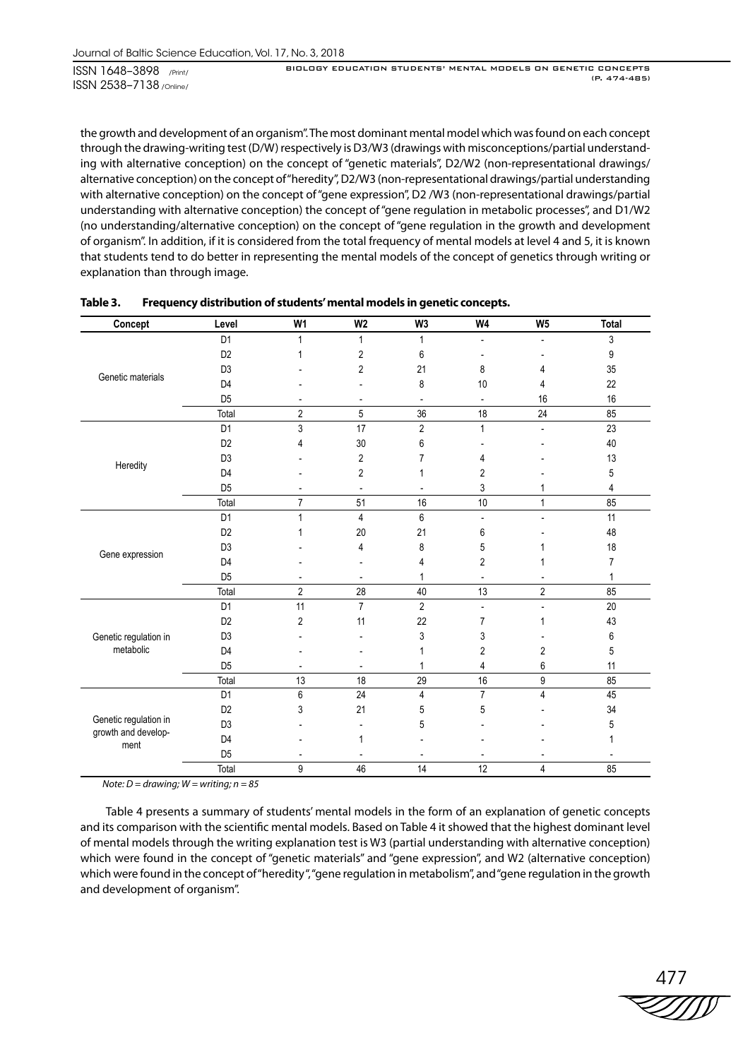the growth and development of an organism". The most dominant mental model which was found on each concept through the drawing-writing test (D/W) respectively is D3/W3 (drawings with misconceptions/partial understanding with alternative conception) on the concept of "genetic materials", D2/W2 (non-representational drawings/alternative conception) on the concept of "heredity", D2/W3 (non-representational drawings/partial understanding with alternative conception) on the concept of "gene expression", D2 /W3 (non-representational drawings/partial understanding with alternative conception) the concept of "gene regulation in metabolic processes", and D1/W2 (no understanding/alternative conception) on the concept of "gene regulation in the growth and development of organism". In addition, if it is considered from the total frequency of mental models at level 4 and 5, it is known that students tend to do better in representing the mental models of the concept of genetics through writing or explanation than through image.

**Table 3. Frequency distribution of students' mental models in genetic concepts.**

| Concept | Level | W1 | W2 | W3 | W4 | W5 | Total |
|---|---|---|---|---|---|---|---|
| Genetic materials | D1 | 1 | 1 | 1 | - | - | 3 |
| | D2 | 1 | 2 | 6 | - | - | 9 |
| | D3 | - | 2 | 21 | 8 | 4 | 35 |
| | D4 | - | - | 8 | 10 | 4 | 22 |
| | D5 | - | - | - | - | 16 | 16 |
| | Total | 2 | 5 | 36 | 18 | 24 | 85 |
| Heredity | D1 | 3 | 17 | 2 | 1 | - | 23 |
| | D2 | 4 | 30 | 6 | - | - | 40 |
| | D3 | - | 2 | 7 | 4 | - | 13 |
| | D4 | - | 2 | 1 | 2 | - | 5 |
| | D5 | - | - | - | 3 | 1 | 4 |
| | Total | 7 | 51 | 16 | 10 | 1 | 85 |
| Gene expression | D1 | 1 | 4 | 6 | - | - | 11 |
| | D2 | 1 | 20 | 21 | 6 | - | 48 |
| | D3 | - | 4 | 8 | 5 | 1 | 18 |
| | D4 | - | - | 4 | 2 | 1 | 7 |
| | D5 | - | - | 1 | - | - | 1 |
| | Total | 2 | 28 | 40 | 13 | 2 | 85 |
| Genetic regulation in metabolic | D1 | 11 | 7 | 2 | - | - | 20 |
| | D2 | 2 | 11 | 22 | 7 | 1 | 43 |
| | D3 | - | - | 3 | 3 | - | 6 |
| | D4 | - | - | 1 | 2 | 2 | 5 |
| | D5 | - | - | 1 | 4 | 6 | 11 |
| | Total | 13 | 18 | 29 | 16 | 9 | 85 |
| Genetic regulation in growth and development | D1 | 6 | 24 | 4 | 7 | 4 | 45 |
| | D2 | 3 | 21 | 5 | 5 | - | 34 |
| | D3 | - | - | 5 | - | - | 5 |
| | D4 | - | 1 | - | - | - | 1 |
| | D5 | - | - | - | - | - | - |
| | Total | 9 | 46 | 14 | 12 | 4 | 85 |

*Note: D = drawing; W = writing; n = 85*

Table 4 presents a summary of students' mental models in the form of an explanation of genetic concepts and its comparison with the scientific mental models. Based on Table 4 it showed that the highest dominant level of mental models through the writing explanation test is W3 (partial understanding with alternative conception) which were found in the concept of "genetic materials" and "gene expression", and W2 (alternative conception) which were found in the concept of "heredity", "gene regulation in metabolism", and "gene regulation in the growth and development of organism".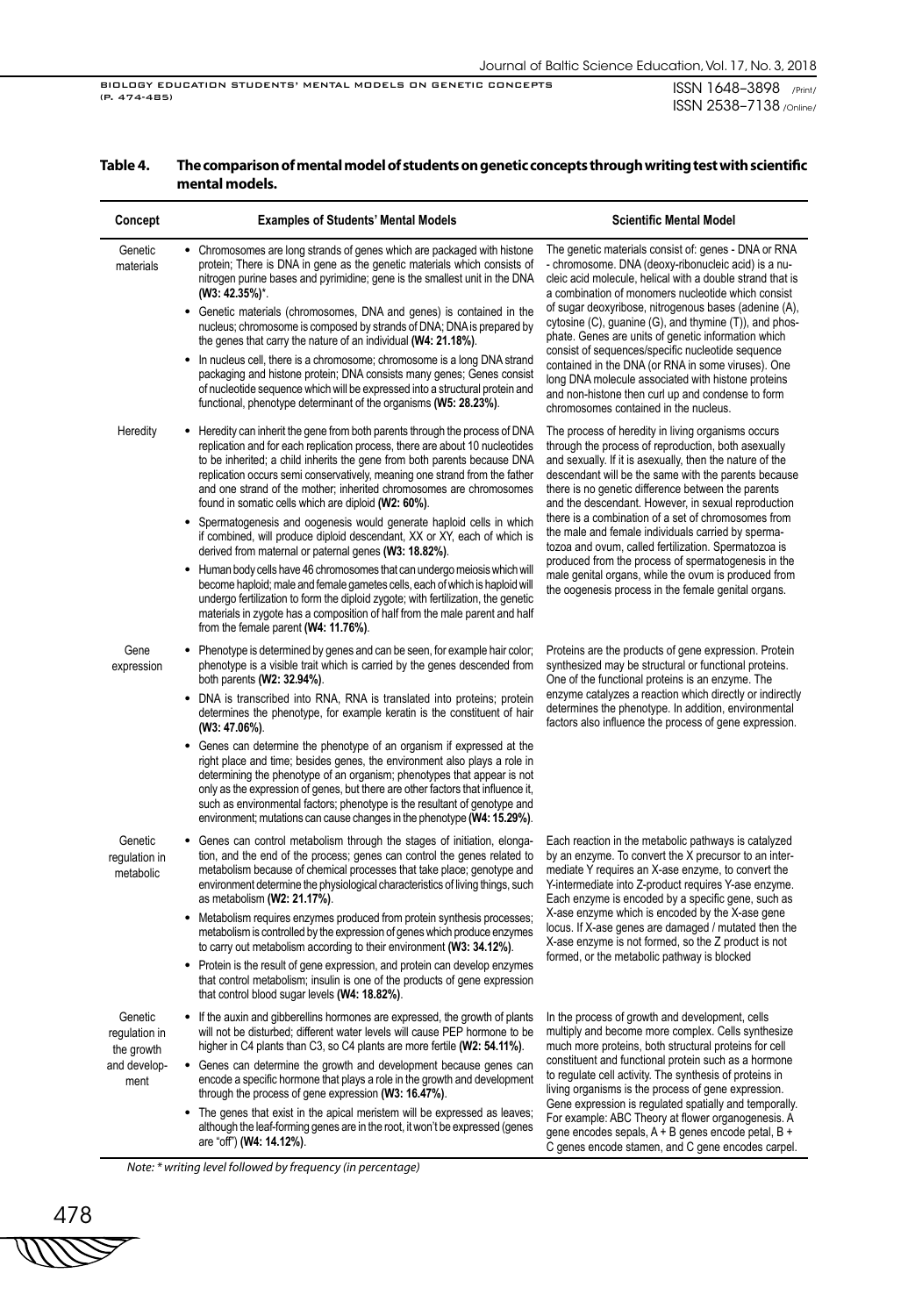**Table 4. The comparison of mental model of students on genetic concepts through writing test with scientific mental models.**

| Concept | Examples of Students' Mental Models | Scientific Mental Model |
|---|---|---|
| Genetic materials | • Chromosomes are long strands of genes which are packaged with histone protein; There is DNA in gene as the genetic materials which consists of nitrogen purine bases and pyrimidine; gene is the smallest unit in the DNA **(W3: 42.35%)***.<br>• Genetic materials (chromosomes, DNA and genes) is contained in the nucleus; chromosome is composed by strands of DNA; DNA is prepared by the genes that carry the nature of an individual **(W4: 21.18%)**.<br>• In nucleus cell, there is a chromosome; chromosome is a long DNA strand packaging and histone protein; DNA consists many genes; Genes consist of nucleotide sequence which will be expressed into a structural protein and functional, phenotype determinant of the organisms **(W5: 28.23%)**. | The genetic materials consist of: genes - DNA or RNA - chromosome. DNA (deoxy-ribonucleic acid) is a nucleic acid molecule, helical with a double strand that is a combination of monomers nucleotide which consist of sugar deoxyribose, nitrogenous bases (adenine (A), cytosine (C), guanine (G), and thymine (T)), and phosphate. Genes are units of genetic information which consist of sequences/specific nucleotide sequence contained in the DNA (or RNA in some viruses). One long DNA molecule associated with histone proteins and non-histone then curl up and condense to form chromosomes contained in the nucleus. |
| Heredity | • Heredity can inherit the gene from both parents through the process of DNA replication and for each replication process, there are about 10 nucleotides to be inherited; a child inherits the gene from both parents because DNA replication occurs semi conservatively, meaning one strand from the father and one strand of the mother; inherited chromosomes are chromosomes found in somatic cells which are diploid **(W2: 60%)**.<br>• Spermatogenesis and oogenesis would generate haploid cells in which if combined, will produce diploid descendant, XX or XY, each of which is derived from maternal or paternal genes **(W3: 18.82%)**.<br>• Human body cells have 46 chromosomes that can undergo meiosis which will become haploid; male and female gametes cells, each of which is haploid will undergo fertilization to form the diploid zygote; with fertilization, the genetic materials in zygote has a composition of half from the male parent and half from the female parent **(W4: 11.76%)**. | The process of heredity in living organisms occurs through the process of reproduction, both asexually and sexually. If it is asexually, then the nature of the descendant will be the same with the parents because there is no genetic difference between the parents and the descendant. However, in sexual reproduction there is a combination of a set of chromosomes from the male and female individuals carried by spermatozoa and ovum, called fertilization. Spermatozoa is produced from the process of spermatogenesis in the male genital organs, while the ovum is produced from the oogenesis process in the female genital organs. |
| Gene expression | • Phenotype is determined by genes and can be seen, for example hair color; phenotype is a visible trait which is carried by the genes descended from both parents **(W2: 32.94%)**.<br>• DNA is transcribed into RNA, RNA is translated into proteins; protein determines the phenotype, for example keratin is the constituent of hair **(W3: 47.06%)**.<br>• Genes can determine the phenotype of an organism if expressed at the right place and time; besides genes, the environment also plays a role in determining the phenotype of an organism; phenotypes that appear is not only as the expression of genes, but there are other factors that influence it, such as environmental factors; phenotype is the resultant of genotype and environment; mutations can cause changes in the phenotype **(W4: 15.29%)**. | Proteins are the products of gene expression. Protein synthesized may be structural or functional proteins. One of the functional proteins is an enzyme. The enzyme catalyzes a reaction which directly or indirectly determines the phenotype. In addition, environmental factors also influence the process of gene expression. |
| Genetic regulation in metabolic | • Genes can control metabolism through the stages of initiation, elongation, and the end of the process; genes can control the genes related to metabolism because of chemical processes that take place; genotype and environment determine the physiological characteristics of living things, such as metabolism **(W2: 21.17%)**.<br>• Metabolism requires enzymes produced from protein synthesis processes; metabolism is controlled by the expression of genes which produce enzymes to carry out metabolism according to their environment **(W3: 34.12%)**.<br>• Protein is the result of gene expression, and protein can develop enzymes that control metabolism; insulin is one of the products of gene expression that control blood sugar levels **(W4: 18.82%)**. | Each reaction in the metabolic pathways is catalyzed by an enzyme. To convert the X precursor to an intermediate Y requires an X-ase enzyme, to convert the Y-intermediate into Z-product requires Y-ase enzyme. Each enzyme is encoded by a specific gene, such as X-ase enzyme which is encoded by the X-ase gene locus. If X-ase genes are damaged / mutated then the X-ase enzyme is not formed, so the Z product is not formed, or the metabolic pathway is blocked |
| Genetic regulation in the growth and development | • If the auxin and gibberellins hormones are expressed, the growth of plants will not be disturbed; different water levels will cause PEP hormone to be higher in C4 plants than C3, so C4 plants are more fertile **(W2: 54.11%)**.<br>• Genes can determine the growth and development because genes can encode a specific hormone that plays a role in the growth and development through the process of gene expression **(W3: 16.47%)**.<br>• The genes that exist in the apical meristem will be expressed as leaves; although the leaf-forming genes are in the root, it won't be expressed (genes are "off") **(W4: 14.12%)**. | In the process of growth and development, cells multiply and become more complex. Cells synthesize much more proteins, both structural proteins for cell constituent and functional protein such as a hormone to regulate cell activity. The synthesis of proteins in living organisms is the process of gene expression. Gene expression is regulated spatially and temporally. For example: ABC Theory at flower organogenesis. A gene encodes sepals, A + B genes encode petal, B + C genes encode stamen, and C gene encodes carpel. |

*Note: * writing level followed by frequency (in percentage)*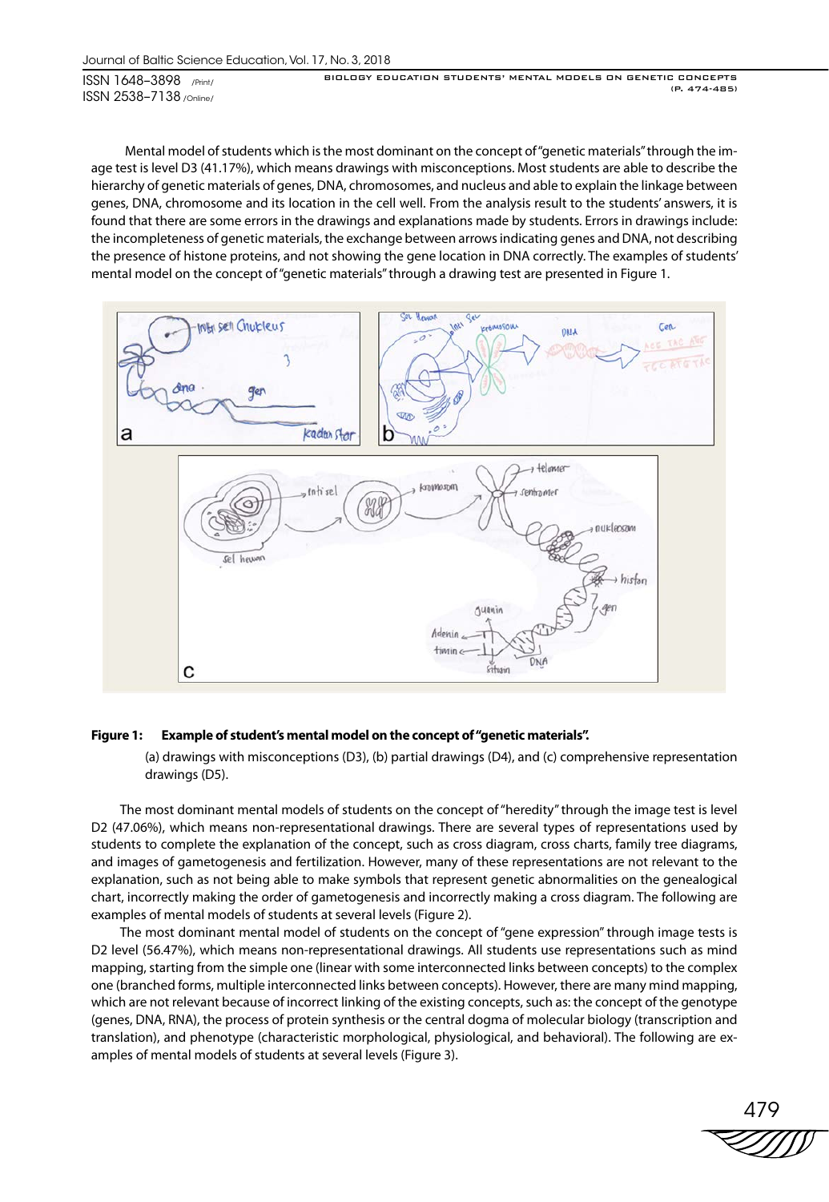Mental model of students which is the most dominant on the concept of "genetic materials" through the image test is level D3 (41.17%), which means drawings with misconceptions. Most students are able to describe the hierarchy of genetic materials of genes, DNA, chromosomes, and nucleus and able to explain the linkage between genes, DNA, chromosome and its location in the cell well. From the analysis result to the students' answers, it is found that there are some errors in the drawings and explanations made by students. Errors in drawings include: the incompleteness of genetic materials, the exchange between arrows indicating genes and DNA, not describing the presence of histone proteins, and not showing the gene location in DNA correctly. The examples of students' mental model on the concept of "genetic materials" through a drawing test are presented in Figure 1.

**Figure 1: Example of student's mental model on the concept of "genetic materials".**

(a) drawings with misconceptions (D3), (b) partial drawings (D4), and (c) comprehensive representation drawings (D5).

The most dominant mental models of students on the concept of "heredity" through the image test is level D2 (47.06%), which means non-representational drawings. There are several types of representations used by students to complete the explanation of the concept, such as cross diagram, cross charts, family tree diagrams, and images of gametogenesis and fertilization. However, many of these representations are not relevant to the explanation, such as not being able to make symbols that represent genetic abnormalities on the genealogical chart, incorrectly making the order of gametogenesis and incorrectly making a cross diagram. The following are examples of mental models of students at several levels (Figure 2).

The most dominant mental model of students on the concept of "gene expression" through image tests is D2 level (56.47%), which means non-representational drawings. All students use representations such as mind mapping, starting from the simple one (linear with some interconnected links between concepts) to the complex one (branched forms, multiple interconnected links between concepts). However, there are many mind mapping, which are not relevant because of incorrect linking of the existing concepts, such as: the concept of the genotype (genes, DNA, RNA), the process of protein synthesis or the central dogma of molecular biology (transcription and translation), and phenotype (characteristic morphological, physiological, and behavioral). The following are examples of mental models of students at several levels (Figure 3).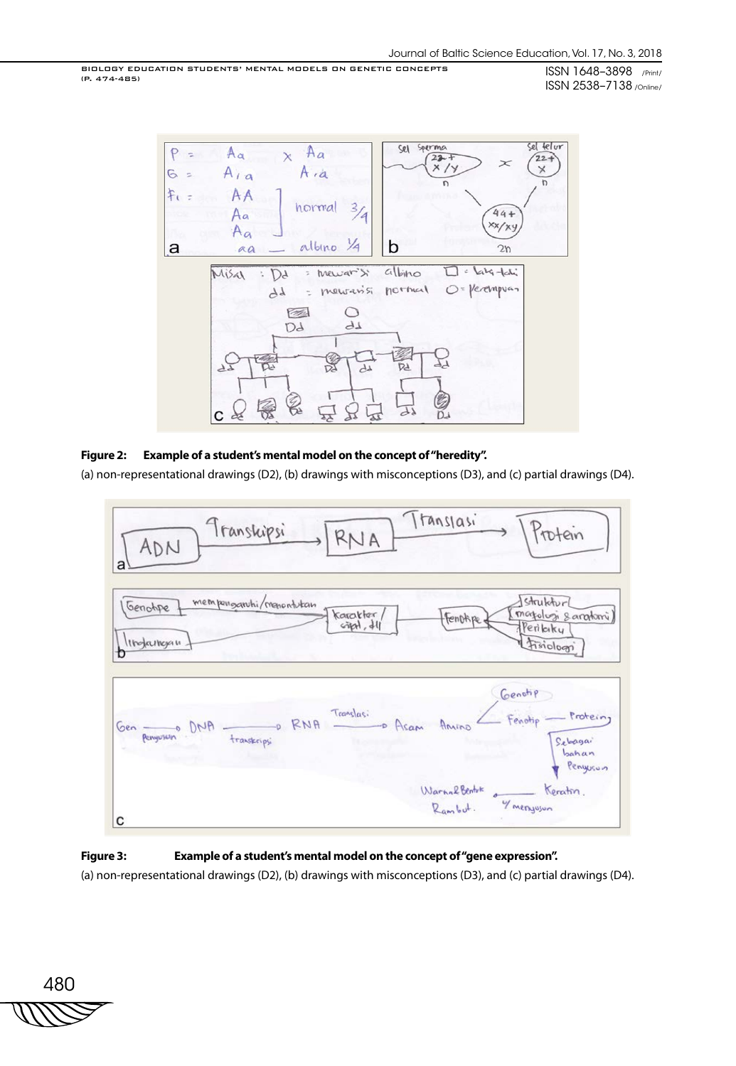**Figure 2: Example of a student's mental model on the concept of "heredity".**

(a) non-representational drawings (D2), (b) drawings with misconceptions (D3), and (c) partial drawings (D4).

**Figure 3: Example of a student's mental model on the concept of "gene expression".**

(a) non-representational drawings (D2), (b) drawings with misconceptions (D3), and (c) partial drawings (D4).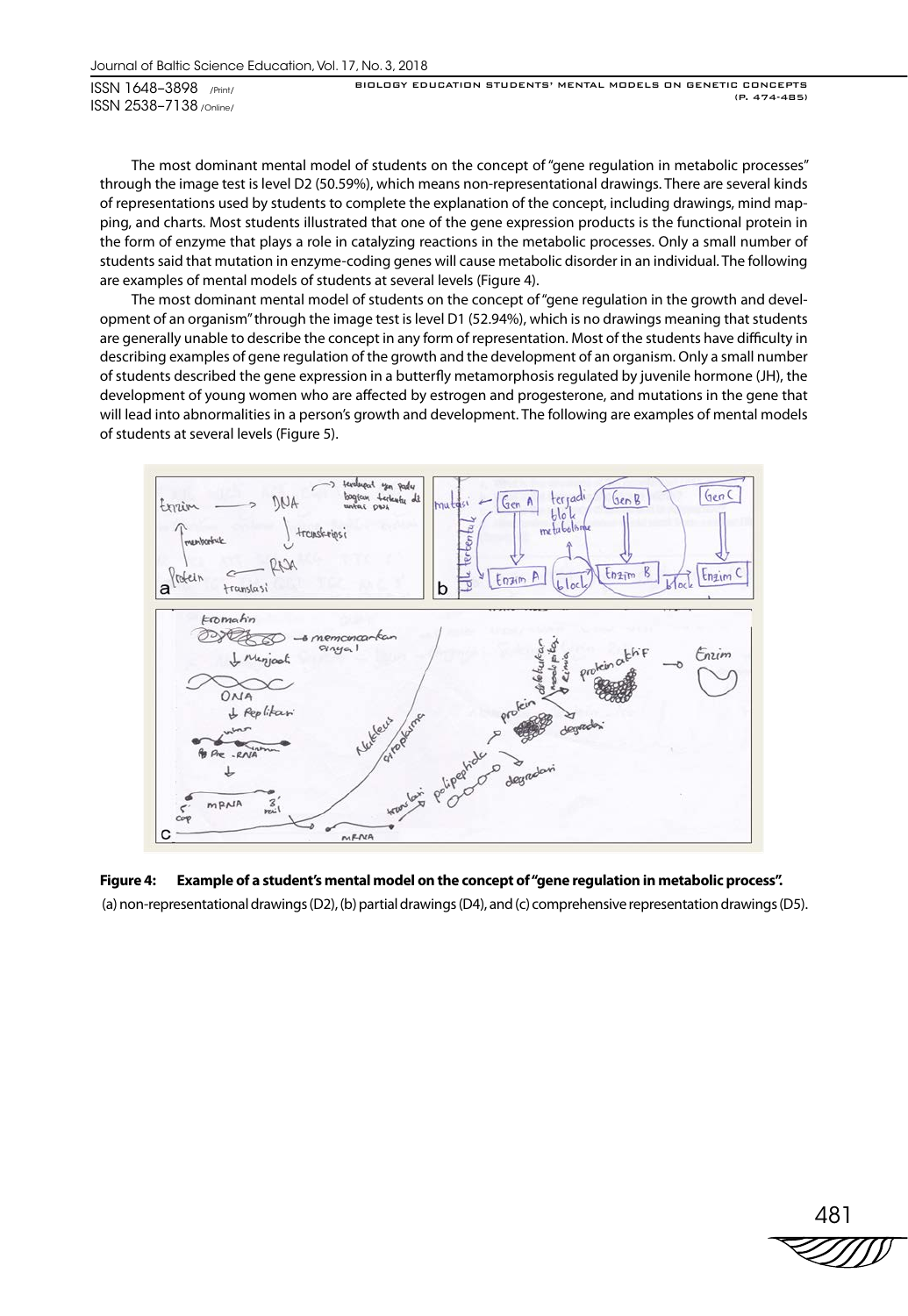The most dominant mental model of students on the concept of "gene regulation in metabolic processes" through the image test is level D2 (50.59%), which means non-representational drawings. There are several kinds of representations used by students to complete the explanation of the concept, including drawings, mind mapping, and charts. Most students illustrated that one of the gene expression products is the functional protein in the form of enzyme that plays a role in catalyzing reactions in the metabolic processes. Only a small number of students said that mutation in enzyme-coding genes will cause metabolic disorder in an individual. The following are examples of mental models of students at several levels (Figure 4).

The most dominant mental model of students on the concept of "gene regulation in the growth and development of an organism" through the image test is level D1 (52.94%), which is no drawings meaning that students are generally unable to describe the concept in any form of representation. Most of the students have difficulty in describing examples of gene regulation of the growth and the development of an organism. Only a small number of students described the gene expression in a butterfly metamorphosis regulated by juvenile hormone (JH), the development of young women who are affected by estrogen and progesterone, and mutations in the gene that will lead into abnormalities in a person's growth and development. The following are examples of mental models of students at several levels (Figure 5).

**Figure 4: Example of a student's mental model on the concept of "gene regulation in metabolic process".**

(a) non-representational drawings (D2), (b) partial drawings (D4), and (c) comprehensive representation drawings (D5).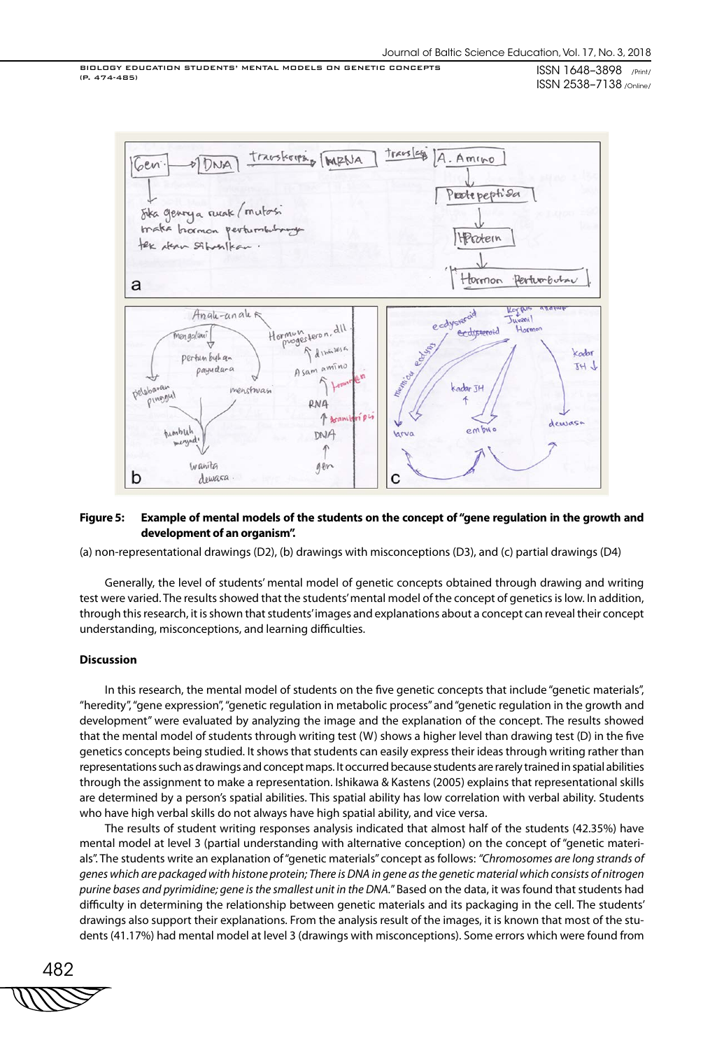**Figure 5: Example of mental models of the students on the concept of "gene regulation in the growth and development of an organism".**

(a) non-representational drawings (D2), (b) drawings with misconceptions (D3), and (c) partial drawings (D4)

Generally, the level of students' mental model of genetic concepts obtained through drawing and writing test were varied. The results showed that the students' mental model of the concept of genetics is low. In addition, through this research, it is shown that students' images and explanations about a concept can reveal their concept understanding, misconceptions, and learning difficulties.

### Discussion

In this research, the mental model of students on the five genetic concepts that include "genetic materials", "heredity", "gene expression", "genetic regulation in metabolic process" and "genetic regulation in the growth and development" were evaluated by analyzing the image and the explanation of the concept. The results showed that the mental model of students through writing test (W) shows a higher level than drawing test (D) in the five genetics concepts being studied. It shows that students can easily express their ideas through writing rather than representations such as drawings and concept maps. It occurred because students are rarely trained in spatial abilities through the assignment to make a representation. Ishikawa & Kastens (2005) explains that representational skills are determined by a person's spatial abilities. This spatial ability has low correlation with verbal ability. Students who have high verbal skills do not always have high spatial ability, and vice versa.

The results of student writing responses analysis indicated that almost half of the students (42.35%) have mental model at level 3 (partial understanding with alternative conception) on the concept of "genetic materials". The students write an explanation of "genetic materials" concept as follows: *"Chromosomes are long strands of genes which are packaged with histone protein; There is DNA in gene as the genetic material which consists of nitrogen purine bases and pyrimidine; gene is the smallest unit in the DNA."* Based on the data, it was found that students had difficulty in determining the relationship between genetic materials and its packaging in the cell. The students' drawings also support their explanations. From the analysis result of the images, it is known that most of the students (41.17%) had mental model at level 3 (drawings with misconceptions). Some errors which were found from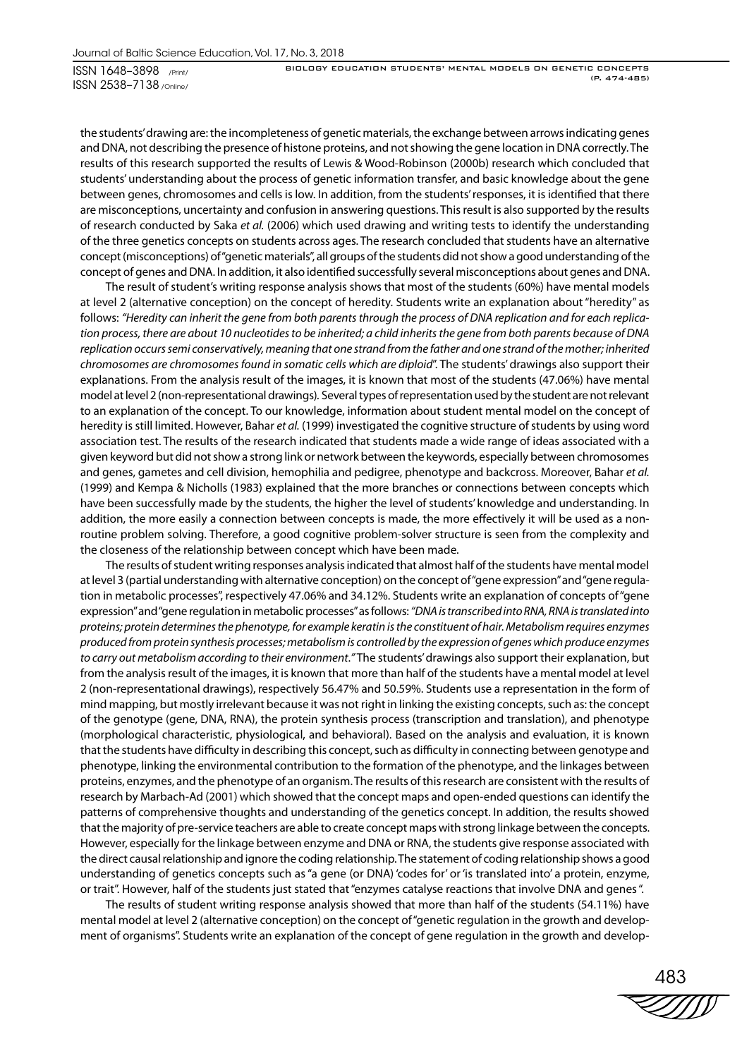the students' drawing are: the incompleteness of genetic materials, the exchange between arrows indicating genes and DNA, not describing the presence of histone proteins, and not showing the gene location in DNA correctly. The results of this research supported the results of Lewis & Wood-Robinson (2000b) research which concluded that students' understanding about the process of genetic information transfer, and basic knowledge about the gene between genes, chromosomes and cells is low. In addition, from the students' responses, it is identified that there are misconceptions, uncertainty and confusion in answering questions. This result is also supported by the results of research conducted by Saka *et al.* (2006) which used drawing and writing tests to identify the understanding of the three genetics concepts on students across ages. The research concluded that students have an alternative concept (misconceptions) of "genetic materials", all groups of the students did not show a good understanding of the concept of genes and DNA. In addition, it also identified successfully several misconceptions about genes and DNA.

The result of student's writing response analysis shows that most of the students (60%) have mental models at level 2 (alternative conception) on the concept of heredity. Students write an explanation about "heredity" as follows: *"Heredity can inherit the gene from both parents through the process of DNA replication and for each replication process, there are about 10 nucleotides to be inherited; a child inherits the gene from both parents because of DNA replication occurs semi conservatively, meaning that one strand from the father and one strand of the mother; inherited chromosomes are chromosomes found in somatic cells which are diploid"*. The students' drawings also support their explanations. From the analysis result of the images, it is known that most of the students (47.06%) have mental model at level 2 (non-representational drawings). Several types of representation used by the student are not relevant to an explanation of the concept. To our knowledge, information about student mental model on the concept of heredity is still limited. However, Bahar *et al.* (1999) investigated the cognitive structure of students by using word association test. The results of the research indicated that students made a wide range of ideas associated with a given keyword but did not show a strong link or network between the keywords, especially between chromosomes and genes, gametes and cell division, hemophilia and pedigree, phenotype and backcross. Moreover, Bahar *et al.* (1999) and Kempa & Nicholls (1983) explained that the more branches or connections between concepts which have been successfully made by the students, the higher the level of students' knowledge and understanding. In addition, the more easily a connection between concepts is made, the more effectively it will be used as a non-routine problem solving. Therefore, a good cognitive problem-solver structure is seen from the complexity and the closeness of the relationship between concept which have been made.

The results of student writing responses analysis indicated that almost half of the students have mental model at level 3 (partial understanding with alternative conception) on the concept of "gene expression" and "gene regulation in metabolic processes", respectively 47.06% and 34.12%. Students write an explanation of concepts of "gene expression" and "gene regulation in metabolic processes" as follows: *"DNA is transcribed into RNA, RNA is translated into proteins; protein determines the phenotype, for example keratin is the constituent of hair. Metabolism requires enzymes produced from protein synthesis processes; metabolism is controlled by the expression of genes which produce enzymes to carry out metabolism according to their environment."* The students' drawings also support their explanation, but from the analysis result of the images, it is known that more than half of the students have a mental model at level 2 (non-representational drawings), respectively 56.47% and 50.59%. Students use a representation in the form of mind mapping, but mostly irrelevant because it was not right in linking the existing concepts, such as: the concept of the genotype (gene, DNA, RNA), the protein synthesis process (transcription and translation), and phenotype (morphological characteristic, physiological, and behavioral). Based on the analysis and evaluation, it is known that the students have difficulty in describing this concept, such as difficulty in connecting between genotype and phenotype, linking the environmental contribution to the formation of the phenotype, and the linkages between proteins, enzymes, and the phenotype of an organism. The results of this research are consistent with the results of research by Marbach-Ad (2001) which showed that the concept maps and open-ended questions can identify the patterns of comprehensive thoughts and understanding of the genetics concept. In addition, the results showed that the majority of pre-service teachers are able to create concept maps with strong linkage between the concepts. However, especially for the linkage between enzyme and DNA or RNA, the students give response associated with the direct causal relationship and ignore the coding relationship. The statement of coding relationship shows a good understanding of genetics concepts such as "a gene (or DNA) 'codes for' or 'is translated into' a protein, enzyme, or trait". However, half of the students just stated that "enzymes catalyse reactions that involve DNA and genes".

The results of student writing response analysis showed that more than half of the students (54.11%) have mental model at level 2 (alternative conception) on the concept of "genetic regulation in the growth and development of organisms". Students write an explanation of the concept of gene regulation in the growth and develop-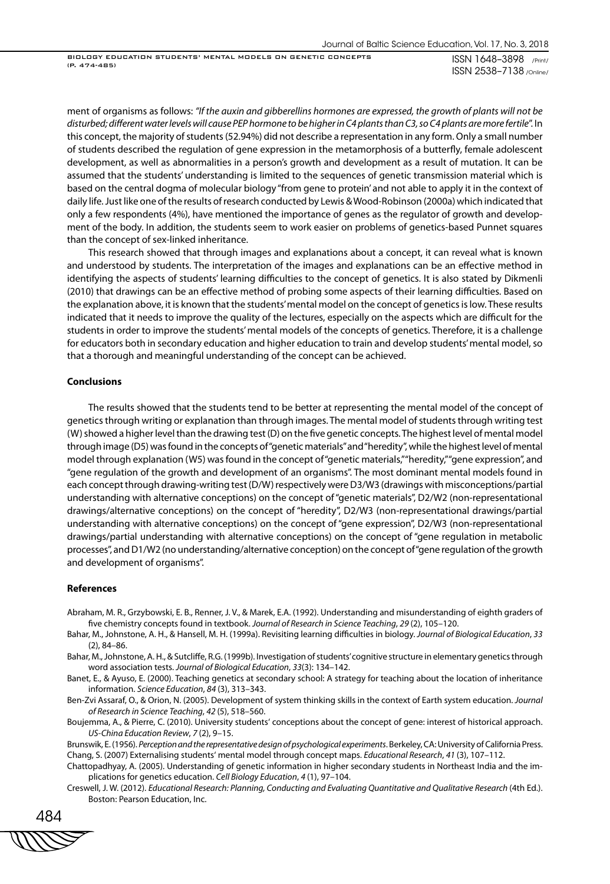ment of organisms as follows: *"If the auxin and gibberellins hormones are expressed, the growth of plants will not be disturbed; different water levels will cause PEP hormone to be higher in C4 plants than C3, so C4 plants are more fertile"*. In this concept, the majority of students (52.94%) did not describe a representation in any form. Only a small number of students described the regulation of gene expression in the metamorphosis of a butterfly, female adolescent development, as well as abnormalities in a person's growth and development as a result of mutation. It can be assumed that the students' understanding is limited to the sequences of genetic transmission material which is based on the central dogma of molecular biology "from gene to protein' and not able to apply it in the context of daily life. Just like one of the results of research conducted by Lewis & Wood-Robinson (2000a) which indicated that only a few respondents (4%), have mentioned the importance of genes as the regulator of growth and development of the body. In addition, the students seem to work easier on problems of genetics-based Punnet squares than the concept of sex-linked inheritance.

This research showed that through images and explanations about a concept, it can reveal what is known and understood by students. The interpretation of the images and explanations can be an effective method in identifying the aspects of students' learning difficulties to the concept of genetics. It is also stated by Dikmenli (2010) that drawings can be an effective method of probing some aspects of their learning difficulties. Based on the explanation above, it is known that the students' mental model on the concept of genetics is low. These results indicated that it needs to improve the quality of the lectures, especially on the aspects which are difficult for the students in order to improve the students' mental models of the concepts of genetics. Therefore, it is a challenge for educators both in secondary education and higher education to train and develop students' mental model, so that a thorough and meaningful understanding of the concept can be achieved.

## Conclusions

The results showed that the students tend to be better at representing the mental model of the concept of genetics through writing or explanation than through images. The mental model of students through writing test (W) showed a higher level than the drawing test (D) on the five genetic concepts. The highest level of mental model through image (D5) was found in the concepts of "genetic materials" and "heredity", while the highest level of mental model through explanation (W5) was found in the concept of "genetic materials," "heredity," "gene expression", and "gene regulation of the growth and development of an organisms". The most dominant mental models found in each concept through drawing-writing test (D/W) respectively were D3/W3 (drawings with misconceptions/partial understanding with alternative conceptions) on the concept of "genetic materials", D2/W2 (non-representational drawings/alternative conceptions) on the concept of "heredity", D2/W3 (non-representational drawings/partial understanding with alternative conceptions) on the concept of "gene expression", D2/W3 (non-representational drawings/partial understanding with alternative conceptions) on the concept of "gene regulation in metabolic processes", and D1/W2 (no understanding/alternative conception) on the concept of "gene regulation of the growth and development of organisms".

## References

Abraham, M. R., Grzybowski, E. B., Renner, J. V., & Marek, E.A. (1992). Understanding and misunderstanding of eighth graders of five chemistry concepts found in textbook. *Journal of Research in Science Teaching*, *29* (2), 105–120.

Bahar, M., Johnstone, A. H., & Hansell, M. H. (1999a). Revisiting learning difficulties in biology. *Journal of Biological Education*, *33* (2), 84–86.

Bahar, M., Johnstone, A. H., & Sutcliffe, R.G. (1999b). Investigation of students' cognitive structure in elementary genetics through word association tests. *Journal of Biological Education*, *33*(3): 134–142.

Banet, E., & Ayuso, E. (2000). Teaching genetics at secondary school: A strategy for teaching about the location of inheritance information. *Science Education*, *84* (3), 313–343.

Ben-Zvi Assaraf, O., & Orion, N. (2005). Development of system thinking skills in the context of Earth system education. *Journal of Research in Science Teaching*, *42* (5), 518–560.

Boujemma, A., & Pierre, C. (2010). University students' conceptions about the concept of gene: interest of historical approach. *US-China Education Review*, *7* (2), 9–15.

Brunswik, E. (1956). *Perception and the representative design of psychological experiments*. Berkeley, CA: University of California Press.

Chang, S. (2007) Externalising students' mental model through concept maps. *Educational Research*, *41* (3), 107–112.

Chattopadhyay, A. (2005). Understanding of genetic information in higher secondary students in Northeast India and the implications for genetics education. *Cell Biology Education*, *4* (1), 97–104.

Creswell, J. W. (2012). *Educational Research: Planning, Conducting and Evaluating Quantitative and Qualitative Research* (4th Ed.). Boston: Pearson Education, Inc.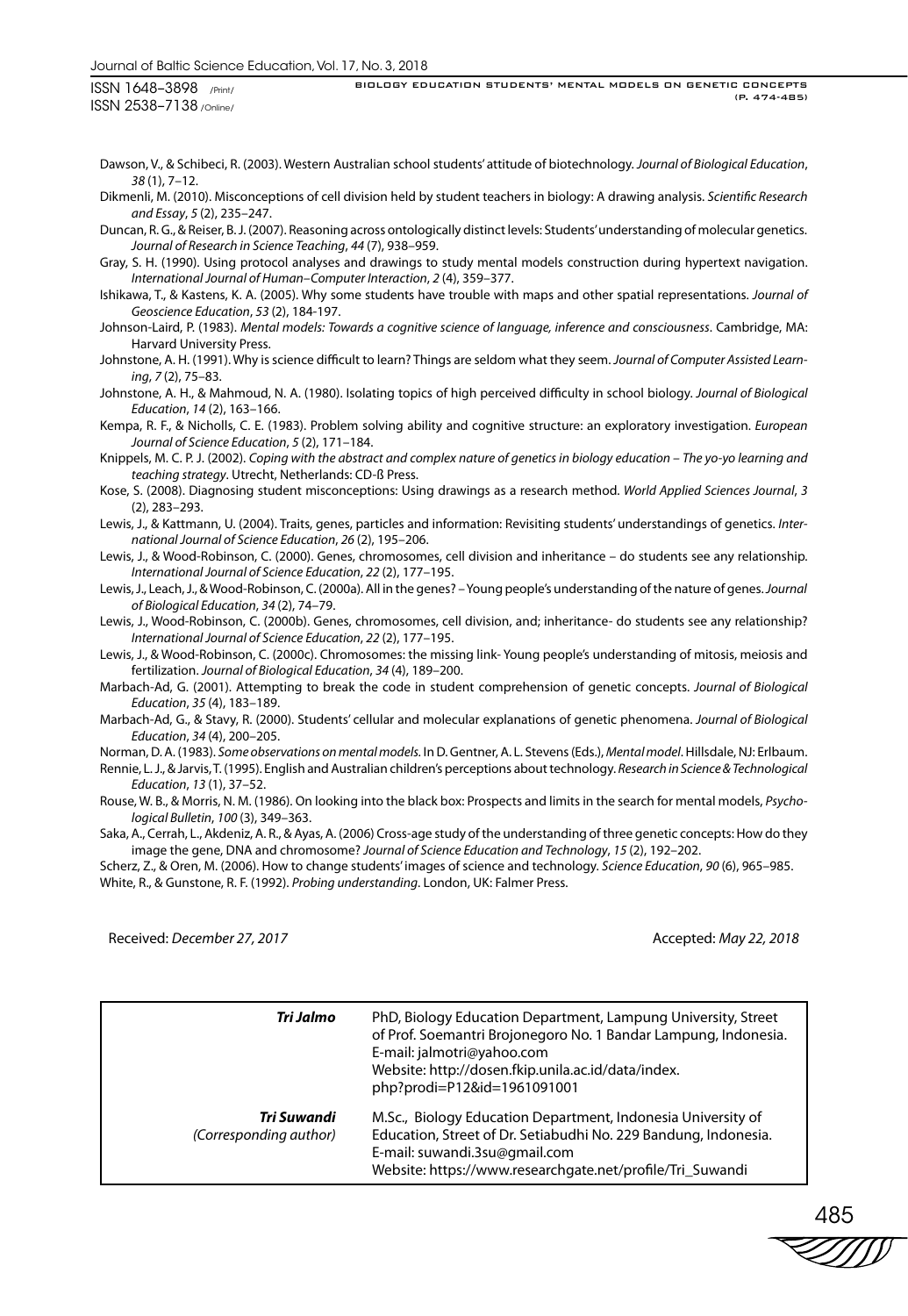Dawson, V., & Schibeci, R. (2003). Western Australian school students' attitude of biotechnology. *Journal of Biological Education*, *38* (1), 7–12.

Dikmenli, M. (2010). Misconceptions of cell division held by student teachers in biology: A drawing analysis. *Scientific Research and Essay*, *5* (2), 235–247.

Duncan, R. G., & Reiser, B. J. (2007). Reasoning across ontologically distinct levels: Students' understanding of molecular genetics. *Journal of Research in Science Teaching*, *44* (7), 938–959.

Gray, S. H. (1990). Using protocol analyses and drawings to study mental models construction during hypertext navigation. *International Journal of Human–Computer Interaction*, *2* (4), 359–377.

Ishikawa, T., & Kastens, K. A. (2005). Why some students have trouble with maps and other spatial representations. *Journal of Geoscience Education*, *53* (2), 184-197.

Johnson-Laird, P. (1983). *Mental models: Towards a cognitive science of language, inference and consciousness*. Cambridge, MA: Harvard University Press.

Johnstone, A. H. (1991). Why is science difficult to learn? Things are seldom what they seem. *Journal of Computer Assisted Learning*, *7* (2), 75–83.

Johnstone, A. H., & Mahmoud, N. A. (1980). Isolating topics of high perceived difficulty in school biology. *Journal of Biological Education*, *14* (2), 163–166.

Kempa, R. F., & Nicholls, C. E. (1983). Problem solving ability and cognitive structure: an exploratory investigation. *European Journal of Science Education*, *5* (2), 171–184.

Knippels, M. C. P. J. (2002). *Coping with the abstract and complex nature of genetics in biology education – The yo-yo learning and teaching strategy*. Utrecht, Netherlands: CD-ß Press.

Kose, S. (2008). Diagnosing student misconceptions: Using drawings as a research method. *World Applied Sciences Journal*, *3* (2), 283–293.

Lewis, J., & Kattmann, U. (2004). Traits, genes, particles and information: Revisiting students' understandings of genetics. *International Journal of Science Education*, *26* (2), 195–206.

Lewis, J., & Wood-Robinson, C. (2000). Genes, chromosomes, cell division and inheritance – do students see any relationship. *International Journal of Science Education*, *22* (2), 177–195.

Lewis, J., Leach, J., & Wood-Robinson, C. (2000a). All in the genes? – Young people's understanding of the nature of genes. *Journal of Biological Education*, *34* (2), 74–79.

Lewis, J., Wood-Robinson, C. (2000b). Genes, chromosomes, cell division, and; inheritance- do students see any relationship? *International Journal of Science Education*, *22* (2), 177–195.

Lewis, J., & Wood-Robinson, C. (2000c). Chromosomes: the missing link- Young people's understanding of mitosis, meiosis and fertilization. *Journal of Biological Education*, *34* (4), 189–200.

Marbach-Ad, G. (2001). Attempting to break the code in student comprehension of genetic concepts. *Journal of Biological Education*, *35* (4), 183–189.

Marbach-Ad, G., & Stavy, R. (2000). Students' cellular and molecular explanations of genetic phenomena. *Journal of Biological Education*, *34* (4), 200–205.

Norman, D. A. (1983). *Some observations on mental models*. In D. Gentner, A. L. Stevens (Eds.), *Mental model*. Hillsdale, NJ: Erlbaum.

Rennie, L. J., & Jarvis, T. (1995). English and Australian children's perceptions about technology. *Research in Science & Technological Education*, *13* (1), 37–52.

Rouse, W. B., & Morris, N. M. (1986). On looking into the black box: Prospects and limits in the search for mental models, *Psychological Bulletin*, *100* (3), 349–363.

Saka, A., Cerrah, L., Akdeniz, A. R., & Ayas, A. (2006) Cross-age study of the understanding of three genetic concepts: How do they image the gene, DNA and chromosome? *Journal of Science Education and Technology*, *15* (2), 192–202.

Scherz, Z., & Oren, M. (2006). How to change students' images of science and technology. *Science Education*, *90* (6), 965–985.

White, R., & Gunstone, R. F. (1992). *Probing understanding*. London, UK: Falmer Press.

Received: *December 27, 2017*

Accepted: *May 22, 2018*

| | |
|---|---|
| ***Tri Jalmo*** | PhD, Biology Education Department, Lampung University, Street of Prof. Soemantri Brojonegoro No. 1 Bandar Lampung, Indonesia. E-mail: jalmotri@yahoo.com Website: http://dosen.fkip.unila.ac.id/data/index.php?prodi=P12&id=1961091001 |
| ***Tri Suwandi*** *(Corresponding author)* | M.Sc., Biology Education Department, Indonesia University of Education, Street of Dr. Setiabudhi No. 229 Bandung, Indonesia. E-mail: suwandi.3su@gmail.com Website: https://www.researchgate.net/profile/Tri_Suwandi |